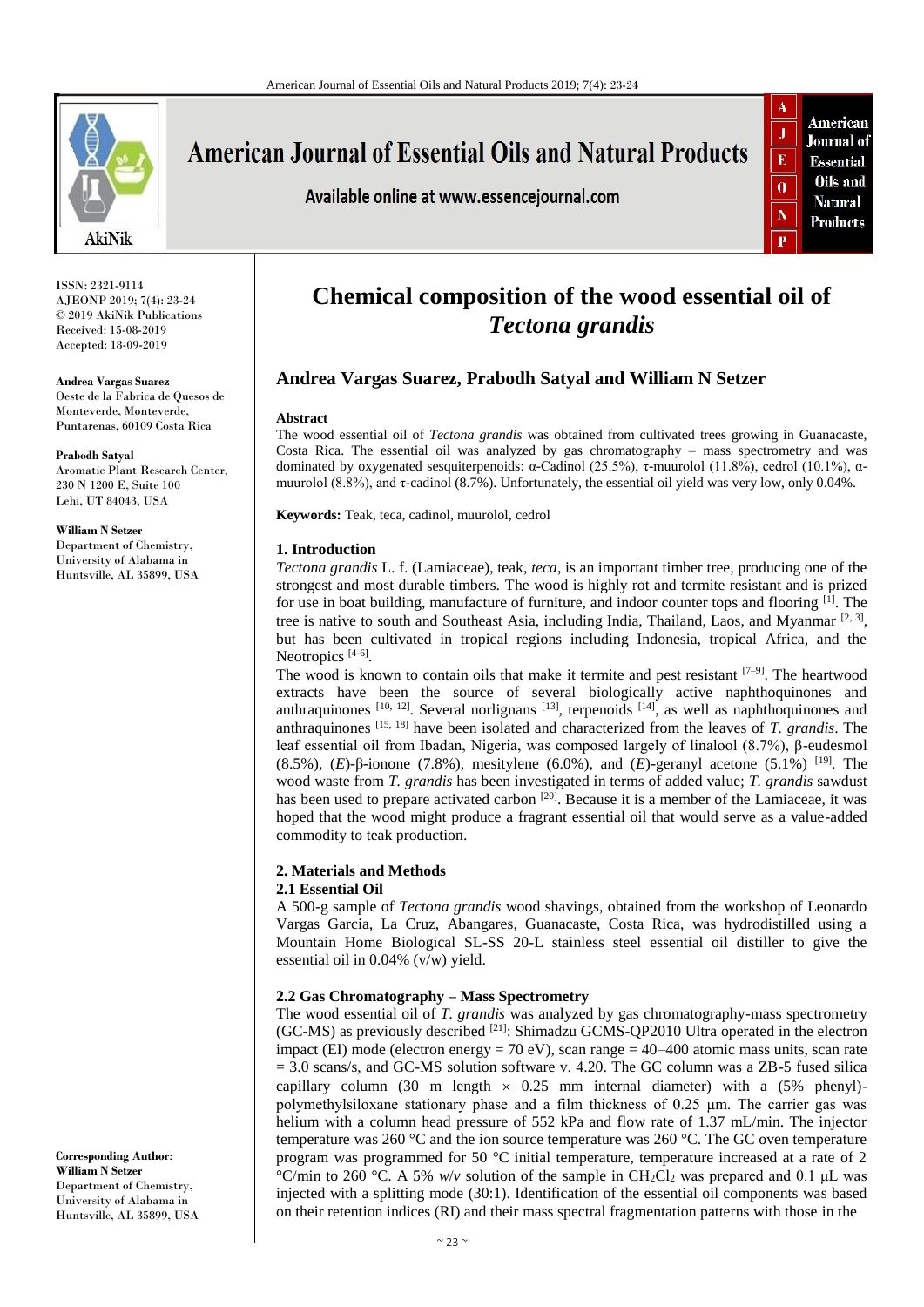# Chemical composition of the wood essential oil of *Tectona grandis*

**Andrea Vargas Suarez, Prabodh Satyal and William N Setzer**

ISSN: 2321-9114
AJEONP 2019; 7(4): 23-24
© 2019 AkiNik Publications
Received: 15-08-2019
Accepted: 18-09-2019

**Andrea Vargas Suarez**
Oeste de la Fabrica de Quesos de Monteverde, Monteverde, Puntarenas, 60109 Costa Rica

**Prabodh Satyal**
Aromatic Plant Research Center, 230 N 1200 E, Suite 100 Lehi, UT 84043, USA

**William N Setzer**
Department of Chemistry, University of Alabama in Huntsville, AL 35899, USA

**Corresponding Author:**
**William N Setzer**
Department of Chemistry, University of Alabama in Huntsville, AL 35899, USA

**Abstract**

The wood essential oil of *Tectona grandis* was obtained from cultivated trees growing in Guanacaste, Costa Rica. The essential oil was analyzed by gas chromatography – mass spectrometry and was dominated by oxygenated sesquiterpenoids: α-Cadinol (25.5%), τ-muurolol (11.8%), cedrol (10.1%), α-muurolol (8.8%), and τ-cadinol (8.7%). Unfortunately, the essential oil yield was very low, only 0.04%.

**Keywords:** Teak, teca, cadinol, muurolol, cedrol

## 1. Introduction

*Tectona grandis* L. f. (Lamiaceae), teak, *teca*, is an important timber tree, producing one of the strongest and most durable timbers. The wood is highly rot and termite resistant and is prized for use in boat building, manufacture of furniture, and indoor counter tops and flooring [1]. The tree is native to south and Southeast Asia, including India, Thailand, Laos, and Myanmar [2, 3], but has been cultivated in tropical regions including Indonesia, tropical Africa, and the Neotropics [4-6].

The wood is known to contain oils that make it termite and pest resistant [7–9]. The heartwood extracts have been the source of several biologically active naphthoquinones and anthraquinones [10, 12]. Several norlignans [13], terpenoids [14], as well as naphthoquinones and anthraquinones [15, 18] have been isolated and characterized from the leaves of *T. grandis*. The leaf essential oil from Ibadan, Nigeria, was composed largely of linalool (8.7%), β-eudesmol (8.5%), (*E*)-β-ionone (7.8%), mesitylene (6.0%), and (*E*)-geranyl acetone (5.1%) [19]. The wood waste from *T. grandis* has been investigated in terms of added value; *T. grandis* sawdust has been used to prepare activated carbon [20]. Because it is a member of the Lamiaceae, it was hoped that the wood might produce a fragrant essential oil that would serve as a value-added commodity to teak production.

## 2. Materials and Methods

### 2.1 Essential Oil

A 500-g sample of *Tectona grandis* wood shavings, obtained from the workshop of Leonardo Vargas Garcia, La Cruz, Abangares, Guanacaste, Costa Rica, was hydrodistilled using a Mountain Home Biological SL-SS 20-L stainless steel essential oil distiller to give the essential oil in 0.04% (v/w) yield.

### 2.2 Gas Chromatography – Mass Spectrometry

The wood essential oil of *T. grandis* was analyzed by gas chromatography-mass spectrometry (GC-MS) as previously described [21]: Shimadzu GCMS-QP2010 Ultra operated in the electron impact (EI) mode (electron energy = 70 eV), scan range = 40–400 atomic mass units, scan rate = 3.0 scans/s, and GC-MS solution software v. 4.20. The GC column was a ZB-5 fused silica capillary column (30 m length × 0.25 mm internal diameter) with a (5% phenyl)-polymethylsiloxane stationary phase and a film thickness of 0.25 μm. The carrier gas was helium with a column head pressure of 552 kPa and flow rate of 1.37 mL/min. The injector temperature was 260 °C and the ion source temperature was 260 °C. The GC oven temperature program was programmed for 50 °C initial temperature, temperature increased at a rate of 2 °C/min to 260 °C. A 5% *w*/*v* solution of the sample in $CH_2Cl_2$ was prepared and 0.1 μL was injected with a splitting mode (30:1). Identification of the essential oil components was based on their retention indices (RI) and their mass spectral fragmentation patterns with those in the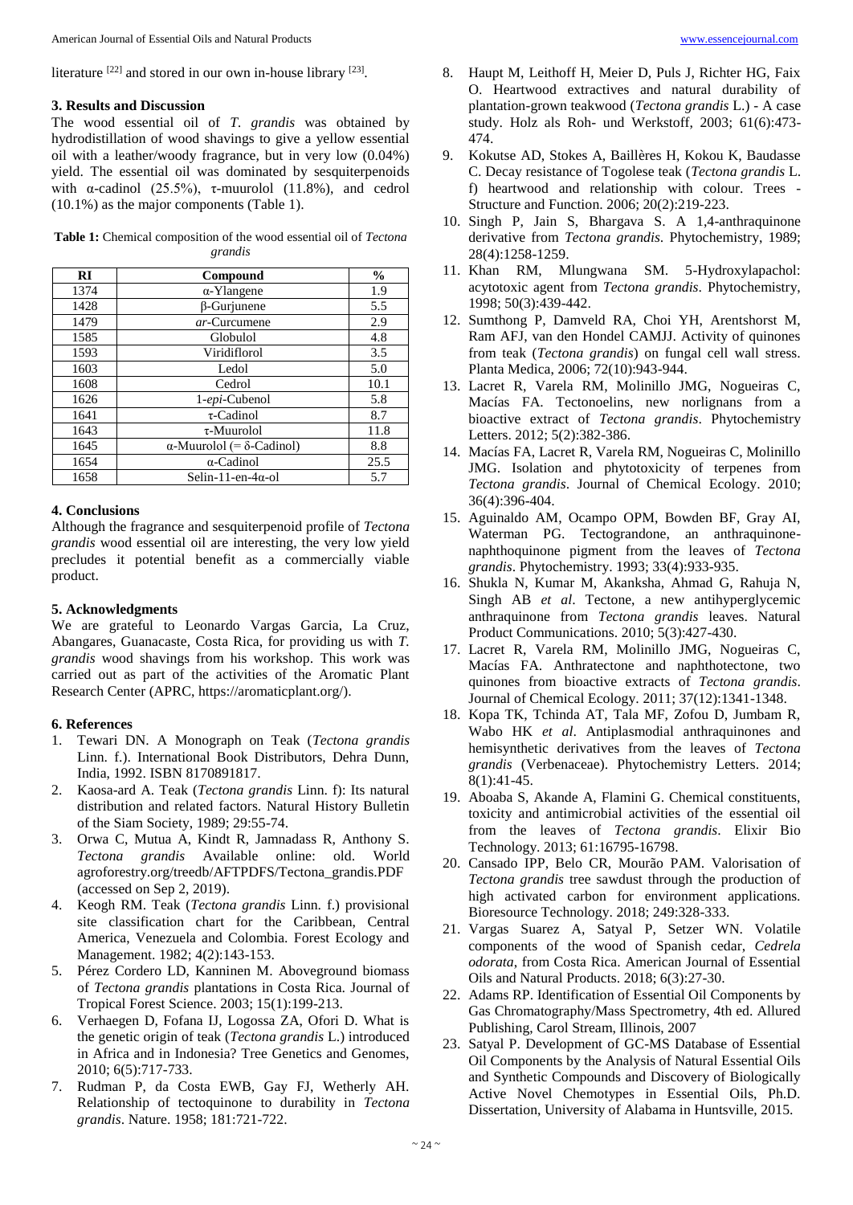literature [22] and stored in our own in-house library [23].

## 3. Results and Discussion

The wood essential oil of *T. grandis* was obtained by hydrodistillation of wood shavings to give a yellow essential oil with a leather/woody fragrance, but in very low (0.04%) yield. The essential oil was dominated by sesquiterpenoids with α-cadinol (25.5%), τ-muurolol (11.8%), and cedrol (10.1%) as the major components (Table 1).

**Table 1:** Chemical composition of the wood essential oil of *Tectona grandis*

| RI | Compound | % |
|---|---|---|
| 1374 | α-Ylangene | 1.9 |
| 1428 | β-Gurjunene | 5.5 |
| 1479 | *ar*-Curcumene | 2.9 |
| 1585 | Globulol | 4.8 |
| 1593 | Viridiflorol | 3.5 |
| 1603 | Ledol | 5.0 |
| 1608 | Cedrol | 10.1 |
| 1626 | 1-*epi*-Cubenol | 5.8 |
| 1641 | τ-Cadinol | 8.7 |
| 1643 | τ-Muurolol | 11.8 |
| 1645 | α-Muurolol (= δ-Cadinol) | 8.8 |
| 1654 | α-Cadinol | 25.5 |
| 1658 | Selin-11-en-4α-ol | 5.7 |

## 4. Conclusions

Although the fragrance and sesquiterpenoid profile of *Tectona grandis* wood essential oil are interesting, the very low yield precludes it potential benefit as a commercially viable product.

## 5. Acknowledgments

We are grateful to Leonardo Vargas Garcia, La Cruz, Abangares, Guanacaste, Costa Rica, for providing us with *T. grandis* wood shavings from his workshop. This work was carried out as part of the activities of the Aromatic Plant Research Center (APRC, https://aromaticplant.org/).

## 6. References

1. Tewari DN. A Monograph on Teak (*Tectona grandis* Linn. f.). International Book Distributors, Dehra Dunn, India, 1992. ISBN 8170891817.
2. Kaosa-ard A. Teak (*Tectona grandis* Linn. f): Its natural distribution and related factors. Natural History Bulletin of the Siam Society, 1989; 29:55-74.
3. Orwa C, Mutua A, Kindt R, Jamnadass R, Anthony S. *Tectona grandis* Available online: old. World agroforestry.org/treedb/AFTPDFS/Tectona_grandis.PDF (accessed on Sep 2, 2019).
4. Keogh RM. Teak (*Tectona grandis* Linn. f.) provisional site classification chart for the Caribbean, Central America, Venezuela and Colombia. Forest Ecology and Management. 1982; 4(2):143-153.
5. Pérez Cordero LD, Kanninen M. Aboveground biomass of *Tectona grandis* plantations in Costa Rica. Journal of Tropical Forest Science. 2003; 15(1):199-213.
6. Verhaegen D, Fofana IJ, Logossa ZA, Ofori D. What is the genetic origin of teak (*Tectona grandis* L.) introduced in Africa and in Indonesia? Tree Genetics and Genomes, 2010; 6(5):717-733.
7. Rudman P, da Costa EWB, Gay FJ, Wetherly AH. Relationship of tectoquinone to durability in *Tectona grandis*. Nature. 1958; 181:721-722.
8. Haupt M, Leithoff H, Meier D, Puls J, Richter HG, Faix O. Heartwood extractives and natural durability of plantation-grown teakwood (*Tectona grandis* L.) - A case study. Holz als Roh- und Werkstoff, 2003; 61(6):473-474.
9. Kokutse AD, Stokes A, Baillères H, Kokou K, Baudasse C. Decay resistance of Togolese teak (*Tectona grandis* L. f) heartwood and relationship with colour. Trees - Structure and Function. 2006; 20(2):219-223.
10. Singh P, Jain S, Bhargava S. A 1,4-anthraquinone derivative from *Tectona grandis*. Phytochemistry, 1989; 28(4):1258-1259.
11. Khan RM, Mlungwana SM. 5-Hydroxylapachol: acytotoxic agent from *Tectona grandis*. Phytochemistry, 1998; 50(3):439-442.
12. Sumthong P, Damveld RA, Choi YH, Arentshorst M, Ram AFJ, van den Hondel CAMJJ. Activity of quinones from teak (*Tectona grandis*) on fungal cell wall stress. Planta Medica, 2006; 72(10):943-944.
13. Lacret R, Varela RM, Molinillo JMG, Nogueiras C, Macías FA. Tectonoelins, new norlignans from a bioactive extract of *Tectona grandis*. Phytochemistry Letters. 2012; 5(2):382-386.
14. Macías FA, Lacret R, Varela RM, Nogueiras C, Molinillo JMG. Isolation and phytotoxicity of terpenes from *Tectona grandis*. Journal of Chemical Ecology. 2010; 36(4):396-404.
15. Aguinaldo AM, Ocampo OPM, Bowden BF, Gray AI, Waterman PG. Tectograndone, an anthraquinone-naphthoquinone pigment from the leaves of *Tectona grandis*. Phytochemistry. 1993; 33(4):933-935.
16. Shukla N, Kumar M, Akanksha, Ahmad G, Rahuja N, Singh AB *et al*. Tectone, a new antihyperglycemic anthraquinone from *Tectona grandis* leaves. Natural Product Communications. 2010; 5(3):427-430.
17. Lacret R, Varela RM, Molinillo JMG, Nogueiras C, Macías FA. Anthratectone and naphthotectone, two quinones from bioactive extracts of *Tectona grandis*. Journal of Chemical Ecology. 2011; 37(12):1341-1348.
18. Kopa TK, Tchinda AT, Tala MF, Zofou D, Jumbam R, Wabo HK *et al*. Antiplasmodial anthraquinones and hemisynthetic derivatives from the leaves of *Tectona grandis* (Verbenaceae). Phytochemistry Letters. 2014; 8(1):41-45.
19. Aboaba S, Akande A, Flamini G. Chemical constituents, toxicity and antimicrobial activities of the essential oil from the leaves of *Tectona grandis*. Elixir Bio Technology. 2013; 61:16795-16798.
20. Cansado IPP, Belo CR, Mourão PAM. Valorisation of *Tectona grandis* tree sawdust through the production of high activated carbon for environment applications. Bioresource Technology. 2018; 249:328-333.
21. Vargas Suarez A, Satyal P, Setzer WN. Volatile components of the wood of Spanish cedar, *Cedrela odorata*, from Costa Rica. American Journal of Essential Oils and Natural Products. 2018; 6(3):27-30.
22. Adams RP. Identification of Essential Oil Components by Gas Chromatography/Mass Spectrometry, 4th ed. Allured Publishing, Carol Stream, Illinois, 2007
23. Satyal P. Development of GC-MS Database of Essential Oil Components by the Analysis of Natural Essential Oils and Synthetic Compounds and Discovery of Biologically Active Novel Chemotypes in Essential Oils, Ph.D. Dissertation, University of Alabama in Huntsville, 2015.